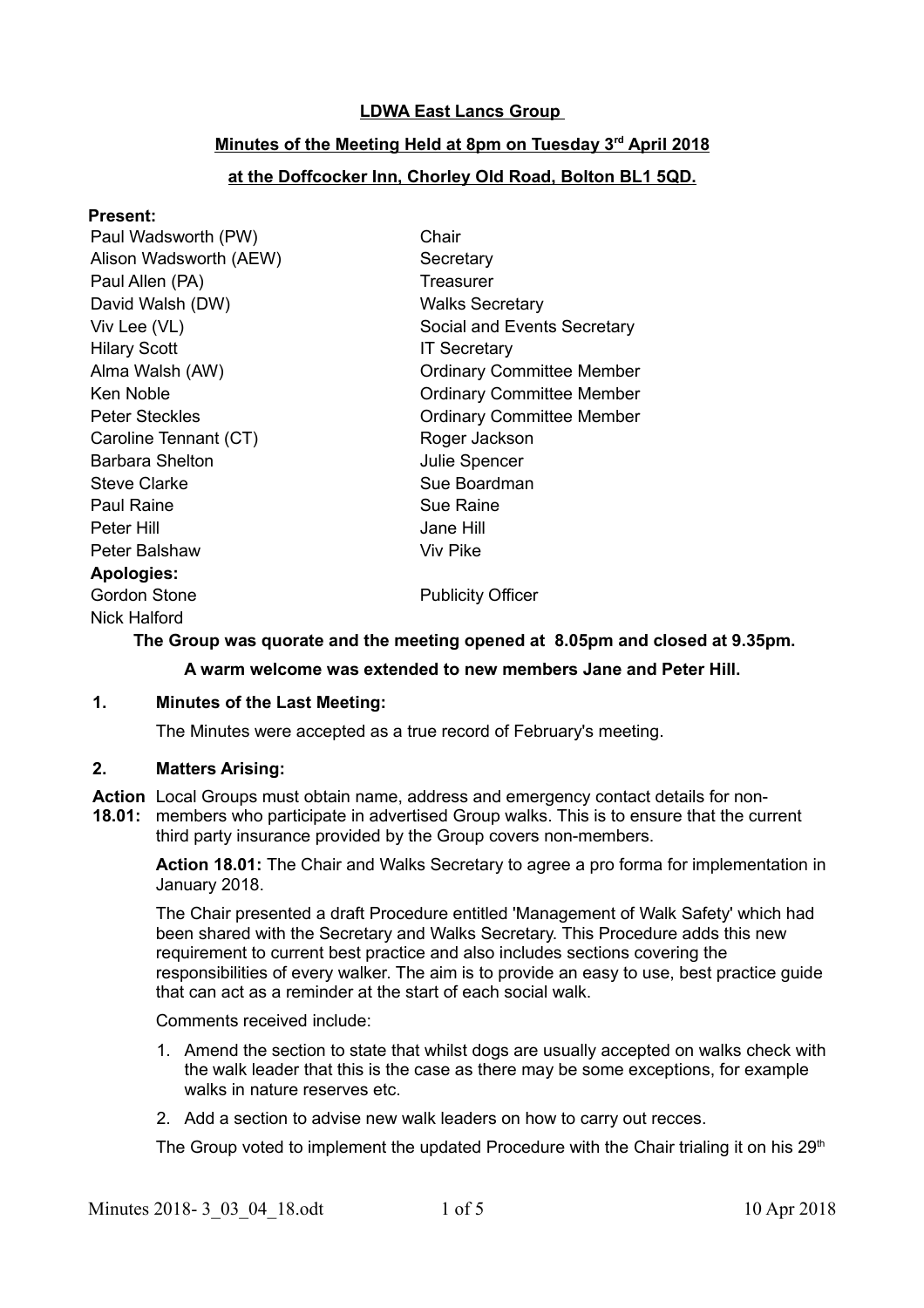**LDWA East Lancs Group**

**Minutes of the Meeting Held at 8pm on Tuesday 3rd April 2018**

**at the Doffcocker Inn, Chorley Old Road, Bolton BL1 5QD.**

**Present:**

| | |
|---|---|
| Paul Wadsworth (PW) | Chair |
| Alison Wadsworth (AEW) | Secretary |
| Paul Allen (PA) | Treasurer |
| David Walsh (DW) | Walks Secretary |
| Viv Lee (VL) | Social and Events Secretary |
| Hilary Scott | IT Secretary |
| Alma Walsh (AW) | Ordinary Committee Member |
| Ken Noble | Ordinary Committee Member |
| Peter Steckles | Ordinary Committee Member |
| Caroline Tennant (CT) | Roger Jackson |
| Barbara Shelton | Julie Spencer |
| Steve Clarke | Sue Boardman |
| Paul Raine | Sue Raine |
| Peter Hill | Jane Hill |
| Peter Balshaw | Viv Pike |

**Apologies:**

| | |
|---|---|
| Gordon Stone | Publicity Officer |
| Nick Halford | |

**The Group was quorate and the meeting opened at 8.05pm and closed at 9.35pm.**

**A warm welcome was extended to new members Jane and Peter Hill.**

**1. Minutes of the Last Meeting:**

The Minutes were accepted as a true record of February's meeting.

**2. Matters Arising:**

**Action 18.01:** Local Groups must obtain name, address and emergency contact details for non-members who participate in advertised Group walks. This is to ensure that the current third party insurance provided by the Group covers non-members.

**Action 18.01:** The Chair and Walks Secretary to agree a pro forma for implementation in January 2018.

The Chair presented a draft Procedure entitled 'Management of Walk Safety' which had been shared with the Secretary and Walks Secretary. This Procedure adds this new requirement to current best practice and also includes sections covering the responsibilities of every walker. The aim is to provide an easy to use, best practice guide that can act as a reminder at the start of each social walk.

Comments received include:

1. Amend the section to state that whilst dogs are usually accepted on walks check with the walk leader that this is the case as there may be some exceptions, for example walks in nature reserves etc.
2. Add a section to advise new walk leaders on how to carry out recces.

The Group voted to implement the updated Procedure with the Chair trialing it on his 29th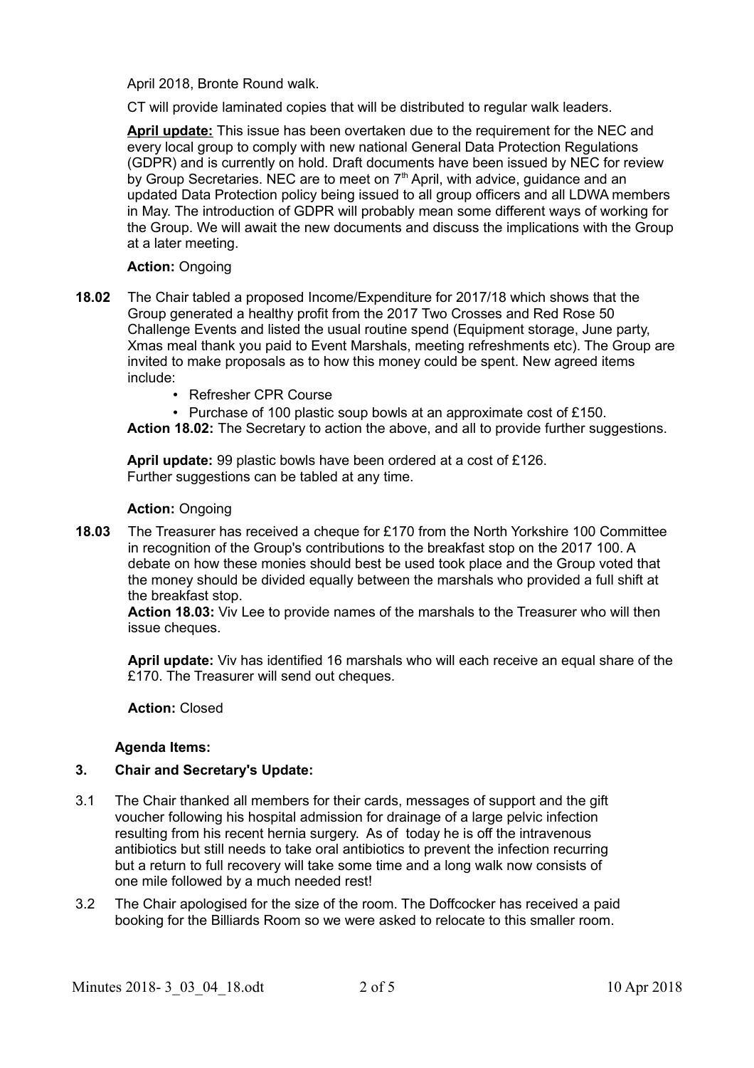April 2018, Bronte Round walk.

CT will provide laminated copies that will be distributed to regular walk leaders.

**April update:** This issue has been overtaken due to the requirement for the NEC and every local group to comply with new national General Data Protection Regulations (GDPR) and is currently on hold. Draft documents have been issued by NEC for review by Group Secretaries. NEC are to meet on 7th April, with advice, guidance and an updated Data Protection policy being issued to all group officers and all LDWA members in May. The introduction of GDPR will probably mean some different ways of working for the Group. We will await the new documents and discuss the implications with the Group at a later meeting.

**Action:** Ongoing

**18.02** The Chair tabled a proposed Income/Expenditure for 2017/18 which shows that the Group generated a healthy profit from the 2017 Two Crosses and Red Rose 50 Challenge Events and listed the usual routine spend (Equipment storage, June party, Xmas meal thank you paid to Event Marshals, meeting refreshments etc). The Group are invited to make proposals as to how this money could be spent. New agreed items include:

- Refresher CPR Course
- Purchase of 100 plastic soup bowls at an approximate cost of £150.

**Action 18.02:** The Secretary to action the above, and all to provide further suggestions.

**April update:** 99 plastic bowls have been ordered at a cost of £126.
Further suggestions can be tabled at any time.

**Action:** Ongoing

**18.03** The Treasurer has received a cheque for £170 from the North Yorkshire 100 Committee in recognition of the Group's contributions to the breakfast stop on the 2017 100. A debate on how these monies should best be used took place and the Group voted that the money should be divided equally between the marshals who provided a full shift at the breakfast stop.

**Action 18.03:** Viv Lee to provide names of the marshals to the Treasurer who will then issue cheques.

**April update:** Viv has identified 16 marshals who will each receive an equal share of the £170. The Treasurer will send out cheques.

**Action:** Closed

**Agenda Items:**

### 3. Chair and Secretary's Update:

3.1 The Chair thanked all members for their cards, messages of support and the gift voucher following his hospital admission for drainage of a large pelvic infection resulting from his recent hernia surgery. As of today he is off the intravenous antibiotics but still needs to take oral antibiotics to prevent the infection recurring but a return to full recovery will take some time and a long walk now consists of one mile followed by a much needed rest!

3.2 The Chair apologised for the size of the room. The Doffcocker has received a paid booking for the Billiards Room so we were asked to relocate to this smaller room.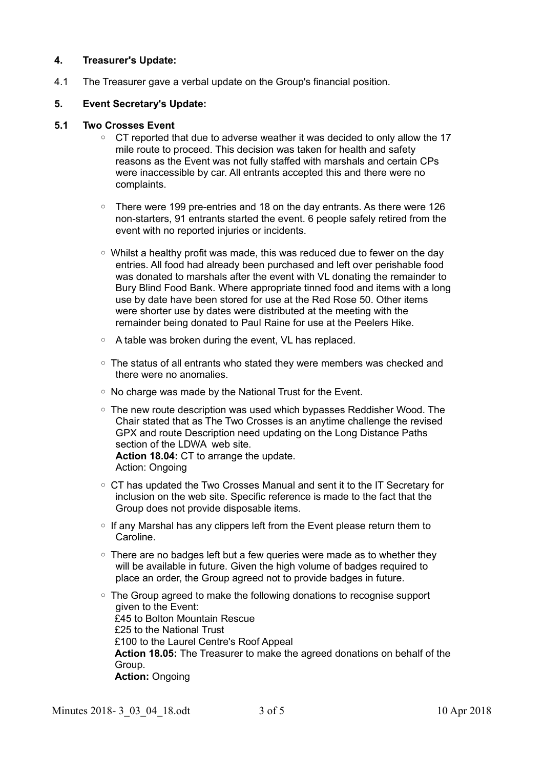**4. Treasurer's Update:**

4.1 The Treasurer gave a verbal update on the Group's financial position.

**5. Event Secretary's Update:**

**5.1 Two Crosses Event**

- CT reported that due to adverse weather it was decided to only allow the 17 mile route to proceed. This decision was taken for health and safety reasons as the Event was not fully staffed with marshals and certain CPs were inaccessible by car. All entrants accepted this and there were no complaints.
- There were 199 pre-entries and 18 on the day entrants. As there were 126 non-starters, 91 entrants started the event. 6 people safely retired from the event with no reported injuries or incidents.
- Whilst a healthy profit was made, this was reduced due to fewer on the day entries. All food had already been purchased and left over perishable food was donated to marshals after the event with VL donating the remainder to Bury Blind Food Bank. Where appropriate tinned food and items with a long use by date have been stored for use at the Red Rose 50. Other items were shorter use by dates were distributed at the meeting with the remainder being donated to Paul Raine for use at the Peelers Hike.
- A table was broken during the event, VL has replaced.
- The status of all entrants who stated they were members was checked and there were no anomalies.
- No charge was made by the National Trust for the Event.
- The new route description was used which bypasses Reddisher Wood. The Chair stated that as The Two Crosses is an anytime challenge the revised GPX and route Description need updating on the Long Distance Paths section of the LDWA web site.
  **Action 18.04:** CT to arrange the update.
  Action: Ongoing
- CT has updated the Two Crosses Manual and sent it to the IT Secretary for inclusion on the web site. Specific reference is made to the fact that the Group does not provide disposable items.
- If any Marshal has any clippers left from the Event please return them to Caroline.
- There are no badges left but a few queries were made as to whether they will be available in future. Given the high volume of badges required to place an order, the Group agreed not to provide badges in future.
- The Group agreed to make the following donations to recognise support given to the Event:
  £45 to Bolton Mountain Rescue
  £25 to the National Trust
  £100 to the Laurel Centre's Roof Appeal
  **Action 18.05:** The Treasurer to make the agreed donations on behalf of the Group.
  **Action:** Ongoing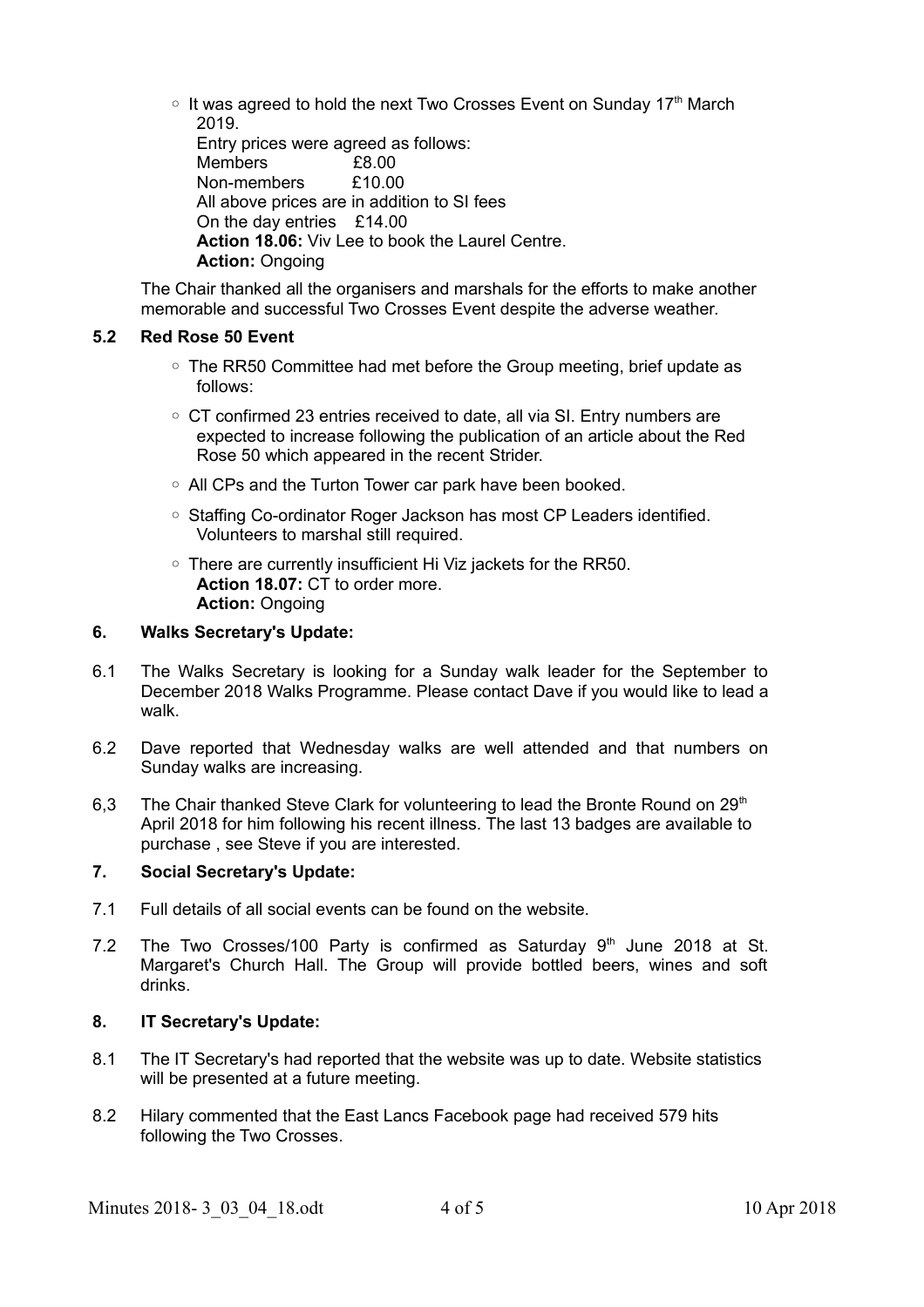- It was agreed to hold the next Two Crosses Event on Sunday 17th March 2019.
  Entry prices were agreed as follows:
  Members £8.00
  Non-members £10.00
  All above prices are in addition to SI fees
  On the day entries £14.00
  **Action 18.06:** Viv Lee to book the Laurel Centre.
  **Action:** Ongoing

The Chair thanked all the organisers and marshals for the efforts to make another memorable and successful Two Crosses Event despite the adverse weather.

### 5.2 Red Rose 50 Event

- The RR50 Committee had met before the Group meeting, brief update as follows:
- CT confirmed 23 entries received to date, all via SI. Entry numbers are expected to increase following the publication of an article about the Red Rose 50 which appeared in the recent Strider.
- All CPs and the Turton Tower car park have been booked.
- Staffing Co-ordinator Roger Jackson has most CP Leaders identified. Volunteers to marshal still required.
- There are currently insufficient Hi Viz jackets for the RR50.
  **Action 18.07:** CT to order more.
  **Action:** Ongoing

### 6. Walks Secretary's Update:

6.1 The Walks Secretary is looking for a Sunday walk leader for the September to December 2018 Walks Programme. Please contact Dave if you would like to lead a walk.

6.2 Dave reported that Wednesday walks are well attended and that numbers on Sunday walks are increasing.

6,3 The Chair thanked Steve Clark for volunteering to lead the Bronte Round on 29th April 2018 for him following his recent illness. The last 13 badges are available to purchase , see Steve if you are interested.

### 7. Social Secretary's Update:

7.1 Full details of all social events can be found on the website.

7.2 The Two Crosses/100 Party is confirmed as Saturday 9th June 2018 at St. Margaret's Church Hall. The Group will provide bottled beers, wines and soft drinks.

### 8. IT Secretary's Update:

8.1 The IT Secretary's had reported that the website was up to date. Website statistics will be presented at a future meeting.

8.2 Hilary commented that the East Lancs Facebook page had received 579 hits following the Two Crosses.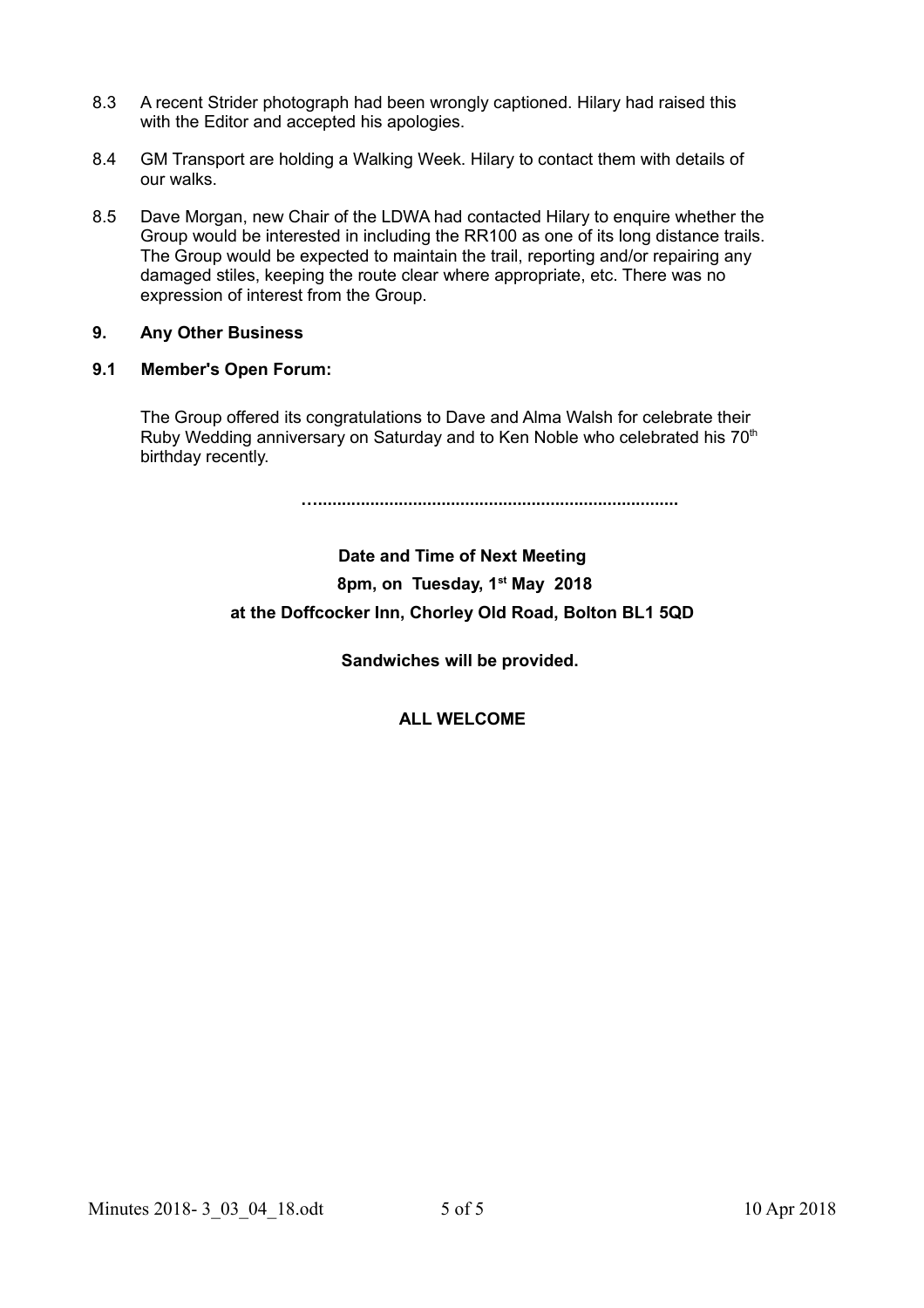8.3 A recent Strider photograph had been wrongly captioned. Hilary had raised this with the Editor and accepted his apologies.

8.4 GM Transport are holding a Walking Week. Hilary to contact them with details of our walks.

8.5 Dave Morgan, new Chair of the LDWA had contacted Hilary to enquire whether the Group would be interested in including the RR100 as one of its long distance trails. The Group would be expected to maintain the trail, reporting and/or repairing any damaged stiles, keeping the route clear where appropriate, etc. There was no expression of interest from the Group.

**9. Any Other Business**

**9.1 Member's Open Forum:**

The Group offered its congratulations to Dave and Alma Walsh for celebrate their Ruby Wedding anniversary on Saturday and to Ken Noble who celebrated his 70th birthday recently.

…..........................................................................

**Date and Time of Next Meeting**

**8pm, on Tuesday, 1st May 2018**

**at the Doffcocker Inn, Chorley Old Road, Bolton BL1 5QD**

**Sandwiches will be provided.**

**ALL WELCOME**